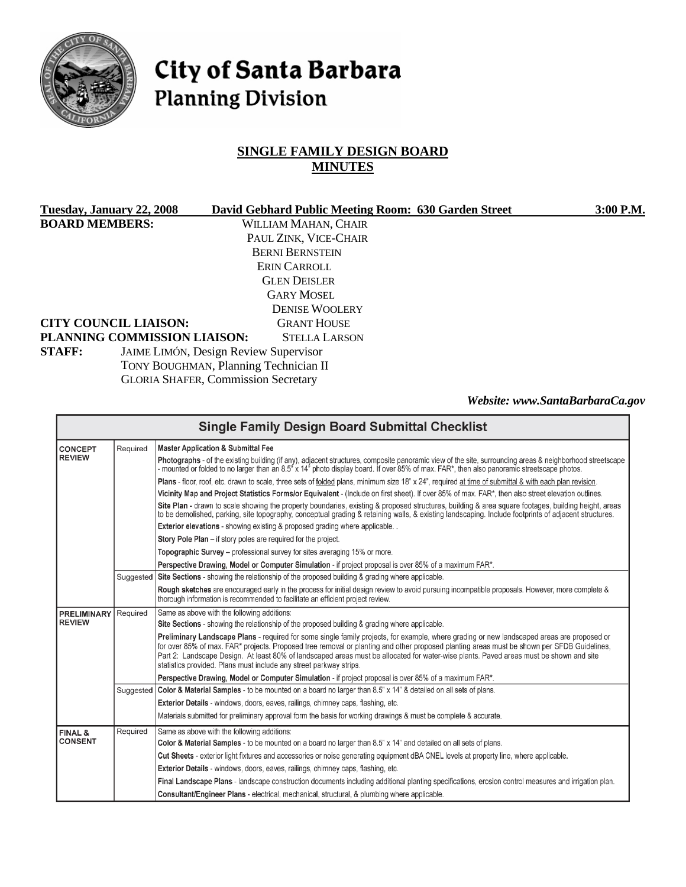# City of Santa Barbara
## Planning Division

## SINGLE FAMILY DESIGN BOARD MINUTES

**Tuesday, January 22, 2008** **David Gebhard Public Meeting Room: 630 Garden Street** **3:00 P.M.**

**BOARD MEMBERS:**
WILLIAM MAHAN, CHAIR
PAUL ZINK, VICE-CHAIR
BERNI BERNSTEIN
ERIN CARROLL
GLEN DEISLER
GARY MOSEL
DENISE WOOLERY

**CITY COUNCIL LIAISON:** GRANT HOUSE

**PLANNING COMMISSION LIAISON:** STELLA LARSON

**STAFF:**
JAIME LIMÓN, Design Review Supervisor
TONY BOUGHMAN, Planning Technician II
GLORIA SHAFER, Commission Secretary

***Website: www.SantaBarbaraCa.gov***

| Single Family Design Board Submittal Checklist | | |
|---|---|---|
| **CONCEPT REVIEW** | Required | **Master Application & Submittal Fee** |
| | | **Photographs** - of the existing building (if any), adjacent structures, composite panoramic view of the site, surrounding areas & neighborhood streetscape - mounted or folded to no larger than an 8.5" x 14" photo display board. If over 85% of max. FAR*, then also panoramic streetscape photos. |
| | | **Plans** - floor, roof, etc. drawn to scale, three sets of folded plans, minimum size 18" x 24", required at time of submittal & with each plan revision. |
| | | **Vicinity Map and Project Statistics Forms/or Equivalent** - (Include on first sheet). If over 85% of max. FAR*, then also street elevation outlines. |
| | | **Site Plan** - drawn to scale showing the property boundaries, existing & proposed structures, building & area square footages, building height, areas to be demolished, parking, site topography, conceptual grading & retaining walls, & existing landscaping. Include footprints of adjacent structures. |
| | | **Exterior elevations** - showing existing & proposed grading where applicable. . |
| | | **Story Pole Plan** – if story poles are required for the project. |
| | | **Topographic Survey** – professional survey for sites averaging 15% or more. |
| | | **Perspective Drawing, Model or Computer Simulation** - if project proposal is over 85% of a maximum FAR*. |
| | Suggested | **Site Sections** - showing the relationship of the proposed building & grading where applicable. |
| | | **Rough sketches** are encouraged early in the process for initial design review to avoid pursuing incompatible proposals. However, more complete & thorough information is recommended to facilitate an efficient project review. |
| **PRELIMINARY REVIEW** | Required | Same as above with the following additions: **Site Sections** - showing the relationship of the proposed building & grading where applicable. |
| | | **Preliminary Landscape Plans** - required for some single family projects, for example, where grading or new landscaped areas are proposed or for over 85% of max. FAR* projects. Proposed tree removal or planting and other proposed planting areas must be shown per SFDB Guidelines, Part 2: Landscape Design. At least 80% of landscaped areas must be allocated for water-wise plants. Paved areas must be shown and site statistics provided. Plans must include any street parkway strips. |
| | | **Perspective Drawing, Model or Computer Simulation** - if project proposal is over 85% of a maximum FAR*. |
| | Suggested | **Color & Material Samples** - to be mounted on a board no larger than 8.5" x 14" & detailed on all sets of plans. |
| | | **Exterior Details** - windows, doors, eaves, railings, chimney caps, flashing, etc. |
| | | Materials submitted for preliminary approval form the basis for working drawings & must be complete & accurate. |
| **FINAL & CONSENT** | Required | Same as above with the following additions: **Color & Material Samples** - to be mounted on a board no larger than 8.5" x 14" and detailed on all sets of plans. |
| | | **Cut Sheets** - exterior light fixtures and accessories or noise generating equipment dBA CNEL levels at property line, where applicable. |
| | | **Exterior Details** - windows, doors, eaves, railings, chimney caps, flashing, etc. |
| | | **Final Landscape Plans** - landscape construction documents including additional planting specifications, erosion control measures and irrigation plan. |
| | | **Consultant/Engineer Plans** - electrical, mechanical, structural, & plumbing where applicable. |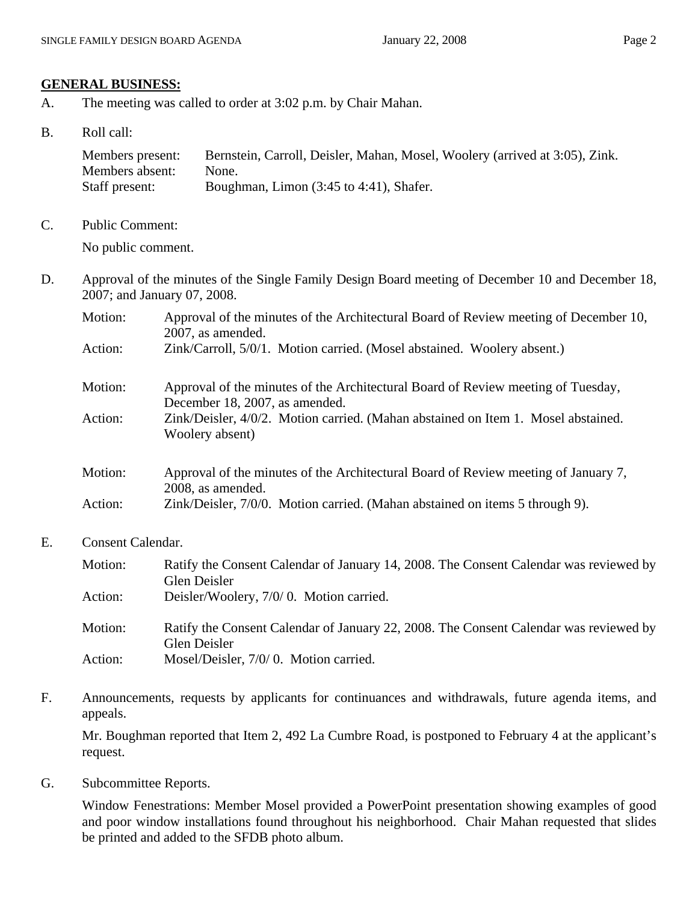## GENERAL BUSINESS:

A. The meeting was called to order at 3:02 p.m. by Chair Mahan.

B. Roll call:

| | |
|---|---|
| Members present: | Bernstein, Carroll, Deisler, Mahan, Mosel, Woolery (arrived at 3:05), Zink. |
| Members absent: | None. |
| Staff present: | Boughman, Limon (3:45 to 4:41), Shafer. |

C. Public Comment:

No public comment.

D. Approval of the minutes of the Single Family Design Board meeting of December 10 and December 18, 2007; and January 07, 2008.

| | |
|---|---|
| Motion: | Approval of the minutes of the Architectural Board of Review meeting of December 10, 2007, as amended. |
| Action: | Zink/Carroll, 5/0/1. Motion carried. (Mosel abstained. Woolery absent.) |
| Motion: | Approval of the minutes of the Architectural Board of Review meeting of Tuesday, December 18, 2007, as amended. |
| Action: | Zink/Deisler, 4/0/2. Motion carried. (Mahan abstained on Item 1. Mosel abstained. Woolery absent) |
| Motion: | Approval of the minutes of the Architectural Board of Review meeting of January 7, 2008, as amended. |
| Action: | Zink/Deisler, 7/0/0. Motion carried. (Mahan abstained on items 5 through 9). |

E. Consent Calendar.

| | |
|---|---|
| Motion: | Ratify the Consent Calendar of January 14, 2008. The Consent Calendar was reviewed by Glen Deisler |
| Action: | Deisler/Woolery, 7/0/ 0. Motion carried. |
| Motion: | Ratify the Consent Calendar of January 22, 2008. The Consent Calendar was reviewed by Glen Deisler |
| Action: | Mosel/Deisler, 7/0/ 0. Motion carried. |

F. Announcements, requests by applicants for continuances and withdrawals, future agenda items, and appeals.

Mr. Boughman reported that Item 2, 492 La Cumbre Road, is postponed to February 4 at the applicant's request.

G. Subcommittee Reports.

Window Fenestrations: Member Mosel provided a PowerPoint presentation showing examples of good and poor window installations found throughout his neighborhood. Chair Mahan requested that slides be printed and added to the SFDB photo album.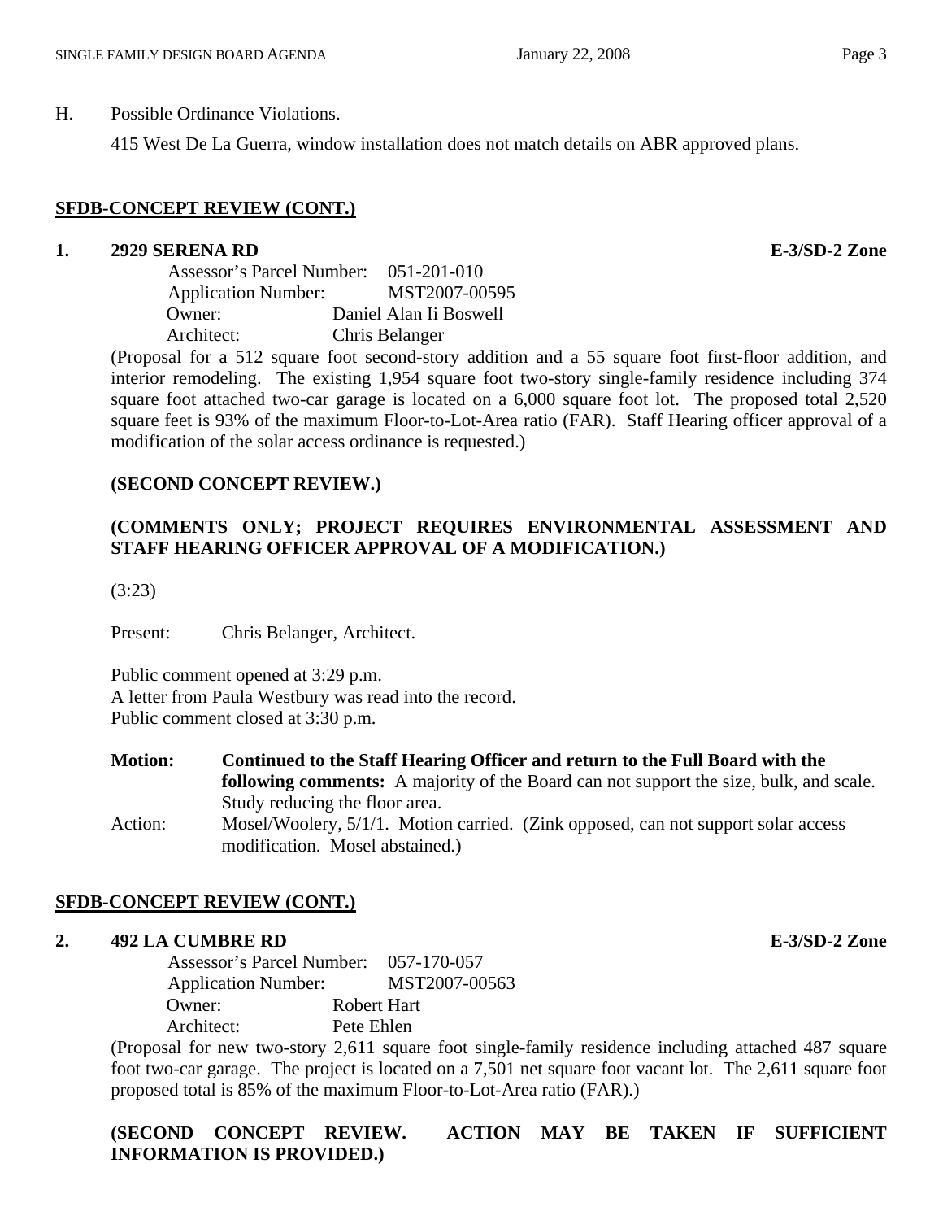H. Possible Ordinance Violations.

415 West De La Guerra, window installation does not match details on ABR approved plans.

## SFDB-CONCEPT REVIEW (CONT.)

### 1. 2929 SERENA RD — E-3/SD-2 Zone

Assessor's Parcel Number: 051-201-010
Application Number: MST2007-00595
Owner: Daniel Alan Ii Boswell
Architect: Chris Belanger

(Proposal for a 512 square foot second-story addition and a 55 square foot first-floor addition, and interior remodeling. The existing 1,954 square foot two-story single-family residence including 374 square foot attached two-car garage is located on a 6,000 square foot lot. The proposed total 2,520 square feet is 93% of the maximum Floor-to-Lot-Area ratio (FAR). Staff Hearing officer approval of a modification of the solar access ordinance is requested.)

**(SECOND CONCEPT REVIEW.)**

**(COMMENTS ONLY; PROJECT REQUIRES ENVIRONMENTAL ASSESSMENT AND STAFF HEARING OFFICER APPROVAL OF A MODIFICATION.)**

(3:23)

Present: Chris Belanger, Architect.

Public comment opened at 3:29 p.m.
A letter from Paula Westbury was read into the record.
Public comment closed at 3:30 p.m.

**Motion:** **Continued to the Staff Hearing Officer and return to the Full Board with the following comments:** A majority of the Board can not support the size, bulk, and scale. Study reducing the floor area.

Action: Mosel/Woolery, 5/1/1. Motion carried. (Zink opposed, can not support solar access modification. Mosel abstained.)

## SFDB-CONCEPT REVIEW (CONT.)

### 2. 492 LA CUMBRE RD — E-3/SD-2 Zone

Assessor's Parcel Number: 057-170-057
Application Number: MST2007-00563
Owner: Robert Hart
Architect: Pete Ehlen

(Proposal for new two-story 2,611 square foot single-family residence including attached 487 square foot two-car garage. The project is located on a 7,501 net square foot vacant lot. The 2,611 square foot proposed total is 85% of the maximum Floor-to-Lot-Area ratio (FAR).)

**(SECOND CONCEPT REVIEW. ACTION MAY BE TAKEN IF SUFFICIENT INFORMATION IS PROVIDED.)**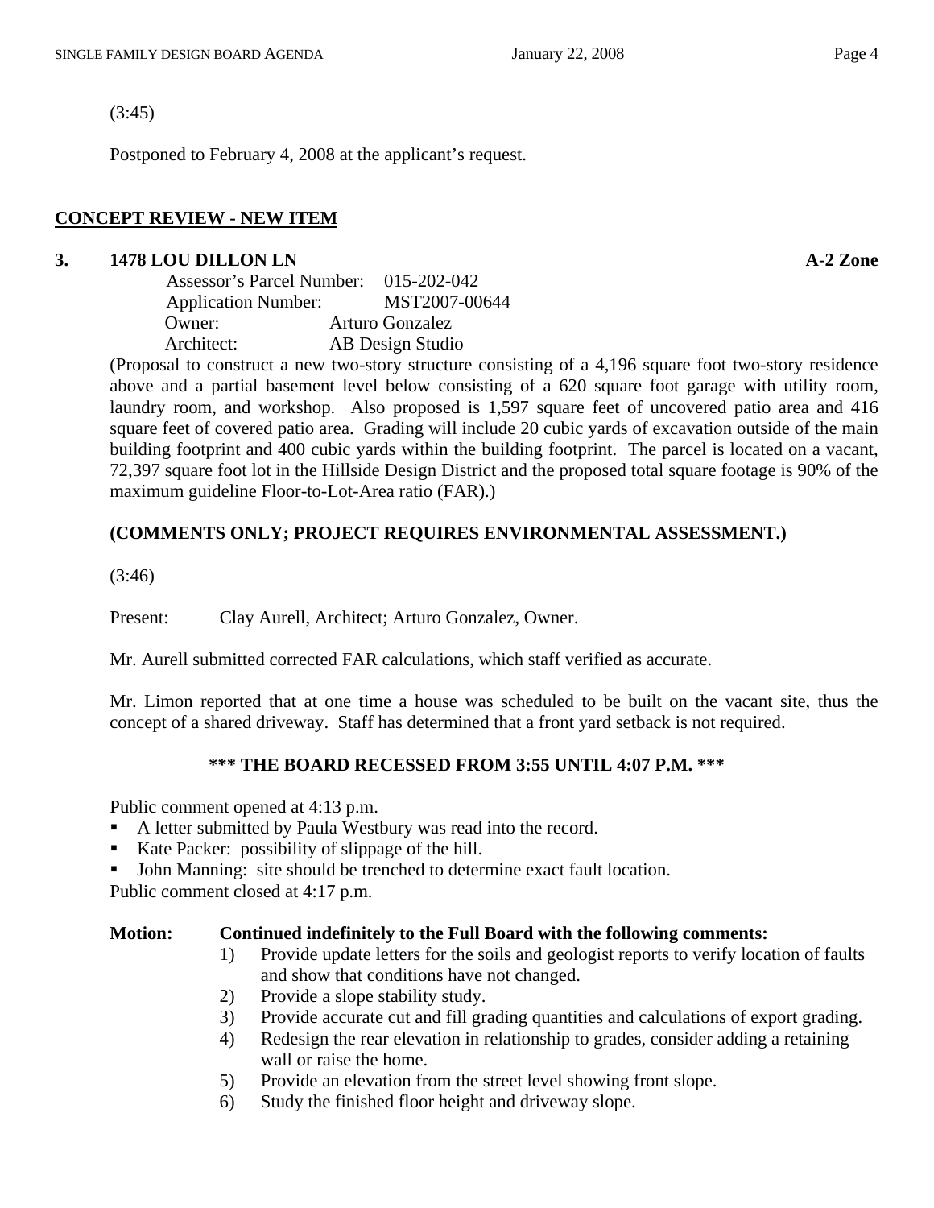(3:45)

Postponed to February 4, 2008 at the applicant's request.

## CONCEPT REVIEW - NEW ITEM

### 3. 1478 LOU DILLON LN — A-2 Zone

Assessor's Parcel Number: 015-202-042
Application Number: MST2007-00644
Owner: Arturo Gonzalez
Architect: AB Design Studio

(Proposal to construct a new two-story structure consisting of a 4,196 square foot two-story residence above and a partial basement level below consisting of a 620 square foot garage with utility room, laundry room, and workshop. Also proposed is 1,597 square feet of uncovered patio area and 416 square feet of covered patio area. Grading will include 20 cubic yards of excavation outside of the main building footprint and 400 cubic yards within the building footprint. The parcel is located on a vacant, 72,397 square foot lot in the Hillside Design District and the proposed total square footage is 90% of the maximum guideline Floor-to-Lot-Area ratio (FAR).)

**(COMMENTS ONLY; PROJECT REQUIRES ENVIRONMENTAL ASSESSMENT.)**

(3:46)

Present: Clay Aurell, Architect; Arturo Gonzalez, Owner.

Mr. Aurell submitted corrected FAR calculations, which staff verified as accurate.

Mr. Limon reported that at one time a house was scheduled to be built on the vacant site, thus the concept of a shared driveway. Staff has determined that a front yard setback is not required.

**\*\*\* THE BOARD RECESSED FROM 3:55 UNTIL 4:07 P.M. \*\*\***

Public comment opened at 4:13 p.m.

- A letter submitted by Paula Westbury was read into the record.
- Kate Packer: possibility of slippage of the hill.
- John Manning: site should be trenched to determine exact fault location.

Public comment closed at 4:17 p.m.

**Motion: Continued indefinitely to the Full Board with the following comments:**

1) Provide update letters for the soils and geologist reports to verify location of faults and show that conditions have not changed.
2) Provide a slope stability study.
3) Provide accurate cut and fill grading quantities and calculations of export grading.
4) Redesign the rear elevation in relationship to grades, consider adding a retaining wall or raise the home.
5) Provide an elevation from the street level showing front slope.
6) Study the finished floor height and driveway slope.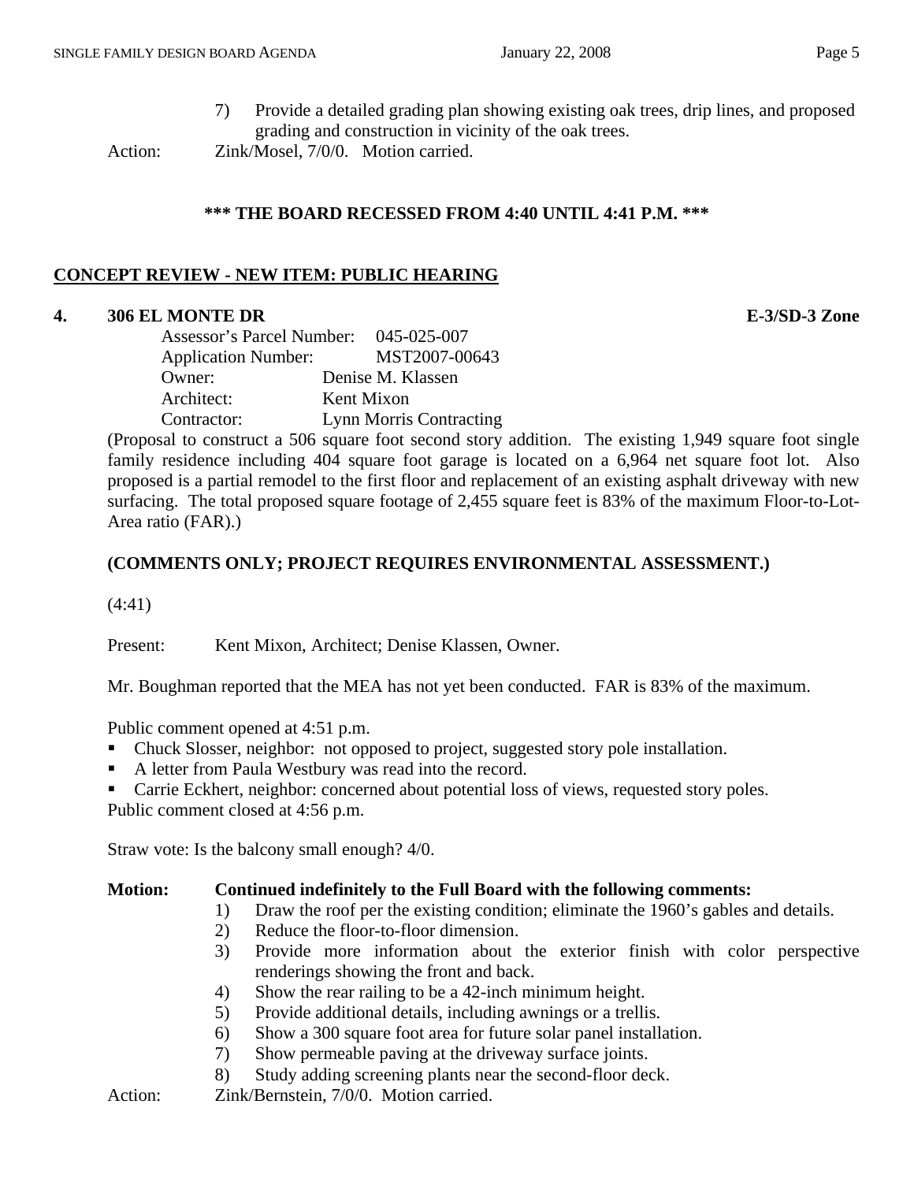7) Provide a detailed grading plan showing existing oak trees, drip lines, and proposed grading and construction in vicinity of the oak trees.

Action: Zink/Mosel, 7/0/0. Motion carried.

**\*\*\* THE BOARD RECESSED FROM 4:40 UNTIL 4:41 P.M. \*\*\***

## CONCEPT REVIEW - NEW ITEM: PUBLIC HEARING

### 4. 306 EL MONTE DR — E-3/SD-3 Zone

Assessor's Parcel Number: 045-025-007
Application Number: MST2007-00643
Owner: Denise M. Klassen
Architect: Kent Mixon
Contractor: Lynn Morris Contracting

(Proposal to construct a 506 square foot second story addition. The existing 1,949 square foot single family residence including 404 square foot garage is located on a 6,964 net square foot lot. Also proposed is a partial remodel to the first floor and replacement of an existing asphalt driveway with new surfacing. The total proposed square footage of 2,455 square feet is 83% of the maximum Floor-to-Lot-Area ratio (FAR).)

**(COMMENTS ONLY; PROJECT REQUIRES ENVIRONMENTAL ASSESSMENT.)**

(4:41)

Present: Kent Mixon, Architect; Denise Klassen, Owner.

Mr. Boughman reported that the MEA has not yet been conducted. FAR is 83% of the maximum.

Public comment opened at 4:51 p.m.

- Chuck Slosser, neighbor: not opposed to project, suggested story pole installation.
- A letter from Paula Westbury was read into the record.
- Carrie Eckhert, neighbor: concerned about potential loss of views, requested story poles.

Public comment closed at 4:56 p.m.

Straw vote: Is the balcony small enough? 4/0.

**Motion: Continued indefinitely to the Full Board with the following comments:**

1) Draw the roof per the existing condition; eliminate the 1960's gables and details.
2) Reduce the floor-to-floor dimension.
3) Provide more information about the exterior finish with color perspective renderings showing the front and back.
4) Show the rear railing to be a 42-inch minimum height.
5) Provide additional details, including awnings or a trellis.
6) Show a 300 square foot area for future solar panel installation.
7) Show permeable paving at the driveway surface joints.
8) Study adding screening plants near the second-floor deck.

Action: Zink/Bernstein, 7/0/0. Motion carried.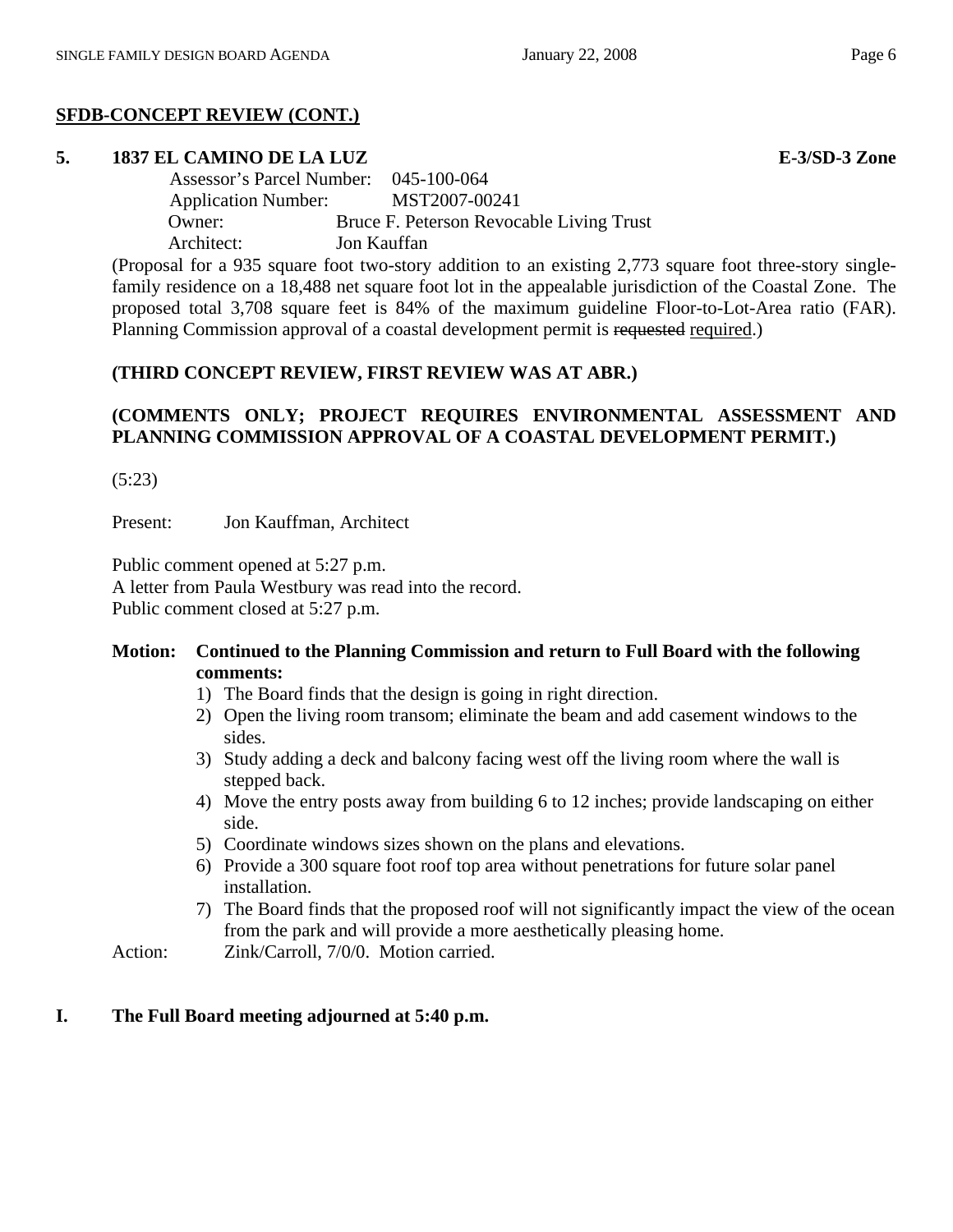**SFDB-CONCEPT REVIEW (CONT.)**

**5. 1837 EL CAMINO DE LA LUZ** **E-3/SD-3 Zone**

Assessor's Parcel Number: 045-100-064
Application Number: MST2007-00241
Owner: Bruce F. Peterson Revocable Living Trust
Architect: Jon Kauffan

(Proposal for a 935 square foot two-story addition to an existing 2,773 square foot three-story single-family residence on a 18,488 net square foot lot in the appealable jurisdiction of the Coastal Zone. The proposed total 3,708 square feet is 84% of the maximum guideline Floor-to-Lot-Area ratio (FAR). Planning Commission approval of a coastal development permit is ~~requested~~ required.)

**(THIRD CONCEPT REVIEW, FIRST REVIEW WAS AT ABR.)**

**(COMMENTS ONLY; PROJECT REQUIRES ENVIRONMENTAL ASSESSMENT AND PLANNING COMMISSION APPROVAL OF A COASTAL DEVELOPMENT PERMIT.)**

(5:23)

Present: Jon Kauffman, Architect

Public comment opened at 5:27 p.m.
A letter from Paula Westbury was read into the record.
Public comment closed at 5:27 p.m.

**Motion: Continued to the Planning Commission and return to Full Board with the following comments:**

1) The Board finds that the design is going in right direction.
2) Open the living room transom; eliminate the beam and add casement windows to the sides.
3) Study adding a deck and balcony facing west off the living room where the wall is stepped back.
4) Move the entry posts away from building 6 to 12 inches; provide landscaping on either side.
5) Coordinate windows sizes shown on the plans and elevations.
6) Provide a 300 square foot roof top area without penetrations for future solar panel installation.
7) The Board finds that the proposed roof will not significantly impact the view of the ocean from the park and will provide a more aesthetically pleasing home.

Action: Zink/Carroll, 7/0/0. Motion carried.

**I. The Full Board meeting adjourned at 5:40 p.m.**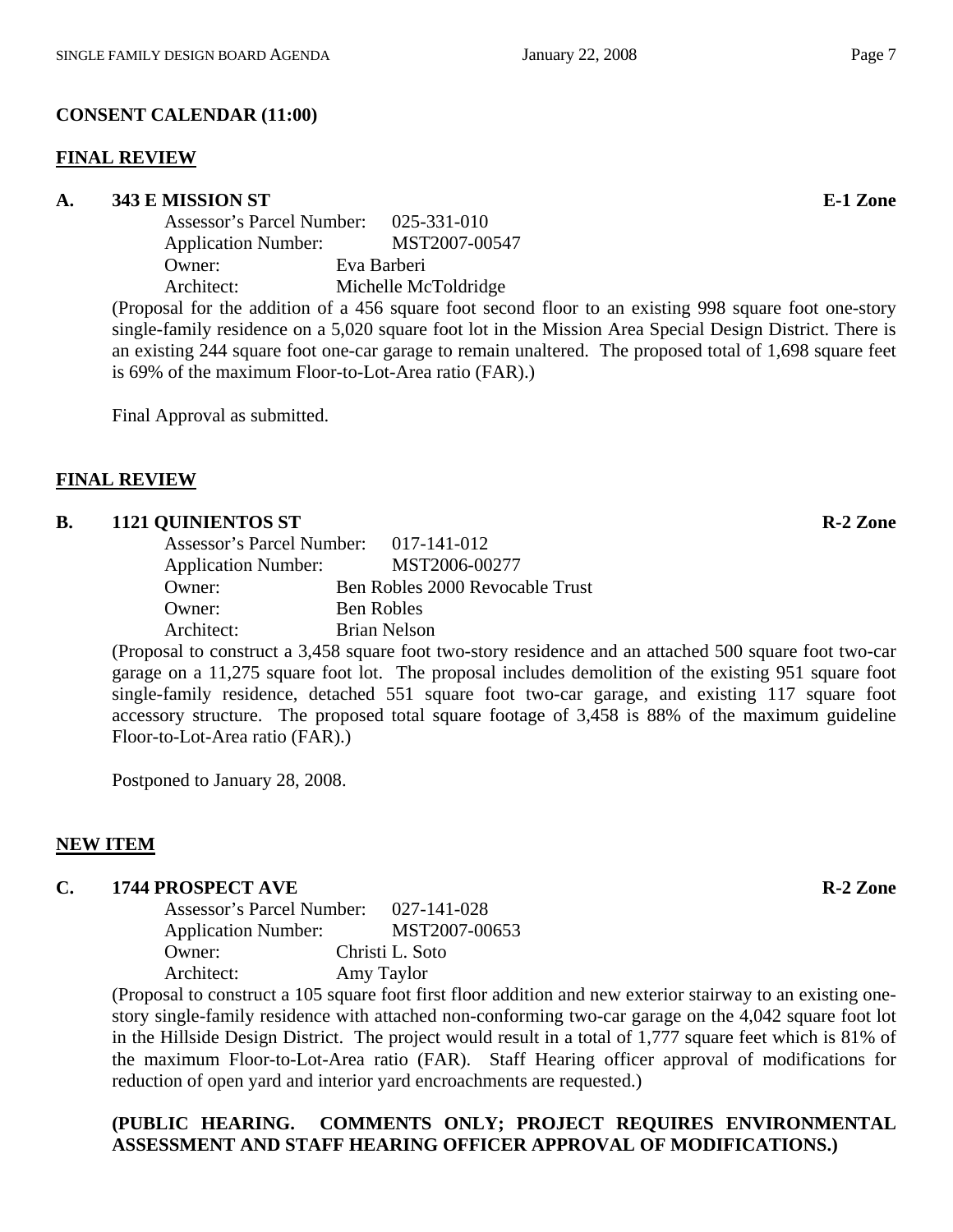## CONSENT CALENDAR (11:00)

### FINAL REVIEW

**A. 343 E MISSION ST** **E-1 Zone**

Assessor's Parcel Number: 025-331-010
Application Number: MST2007-00547
Owner: Eva Barberi
Architect: Michelle McToldridge

(Proposal for the addition of a 456 square foot second floor to an existing 998 square foot one-story single-family residence on a 5,020 square foot lot in the Mission Area Special Design District. There is an existing 244 square foot one-car garage to remain unaltered. The proposed total of 1,698 square feet is 69% of the maximum Floor-to-Lot-Area ratio (FAR).)

Final Approval as submitted.

### FINAL REVIEW

**B. 1121 QUINIENTOS ST** **R-2 Zone**

Assessor's Parcel Number: 017-141-012
Application Number: MST2006-00277
Owner: Ben Robles 2000 Revocable Trust
Owner: Ben Robles
Architect: Brian Nelson

(Proposal to construct a 3,458 square foot two-story residence and an attached 500 square foot two-car garage on a 11,275 square foot lot. The proposal includes demolition of the existing 951 square foot single-family residence, detached 551 square foot two-car garage, and existing 117 square foot accessory structure. The proposed total square footage of 3,458 is 88% of the maximum guideline Floor-to-Lot-Area ratio (FAR).)

Postponed to January 28, 2008.

### NEW ITEM

**C. 1744 PROSPECT AVE** **R-2 Zone**

Assessor's Parcel Number: 027-141-028
Application Number: MST2007-00653
Owner: Christi L. Soto
Architect: Amy Taylor

(Proposal to construct a 105 square foot first floor addition and new exterior stairway to an existing one-story single-family residence with attached non-conforming two-car garage on the 4,042 square foot lot in the Hillside Design District. The project would result in a total of 1,777 square feet which is 81% of the maximum Floor-to-Lot-Area ratio (FAR). Staff Hearing officer approval of modifications for reduction of open yard and interior yard encroachments are requested.)

**(PUBLIC HEARING. COMMENTS ONLY; PROJECT REQUIRES ENVIRONMENTAL ASSESSMENT AND STAFF HEARING OFFICER APPROVAL OF MODIFICATIONS.)**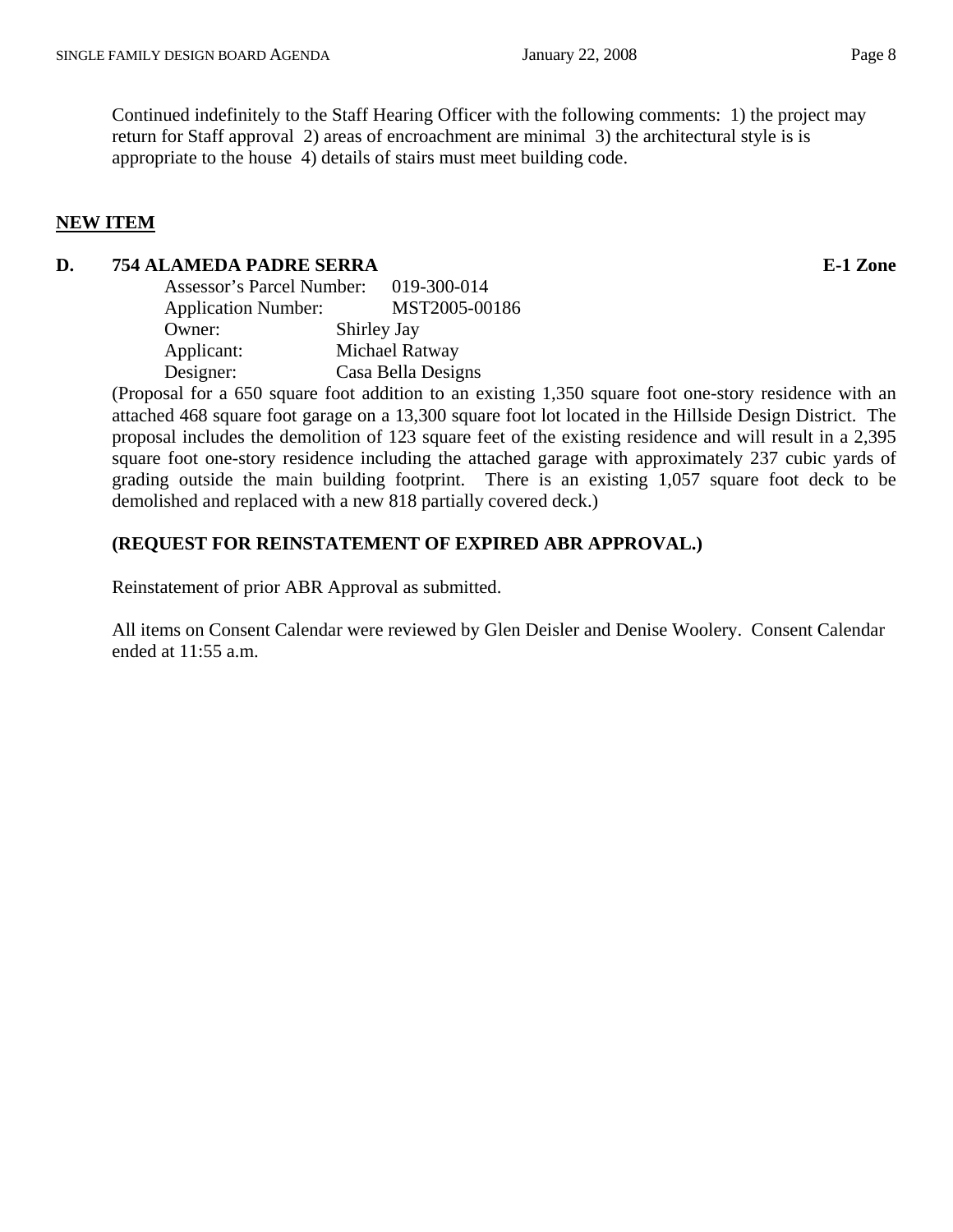Continued indefinitely to the Staff Hearing Officer with the following comments: 1) the project may return for Staff approval 2) areas of encroachment are minimal 3) the architectural style is is appropriate to the house 4) details of stairs must meet building code.

## NEW ITEM

### D. 754 ALAMEDA PADRE SERRA — E-1 Zone

Assessor's Parcel Number: 019-300-014
Application Number: MST2005-00186
Owner: Shirley Jay
Applicant: Michael Ratway
Designer: Casa Bella Designs

(Proposal for a 650 square foot addition to an existing 1,350 square foot one-story residence with an attached 468 square foot garage on a 13,300 square foot lot located in the Hillside Design District. The proposal includes the demolition of 123 square feet of the existing residence and will result in a 2,395 square foot one-story residence including the attached garage with approximately 237 cubic yards of grading outside the main building footprint. There is an existing 1,057 square foot deck to be demolished and replaced with a new 818 partially covered deck.)

**(REQUEST FOR REINSTATEMENT OF EXPIRED ABR APPROVAL.)**

Reinstatement of prior ABR Approval as submitted.

All items on Consent Calendar were reviewed by Glen Deisler and Denise Woolery. Consent Calendar ended at 11:55 a.m.